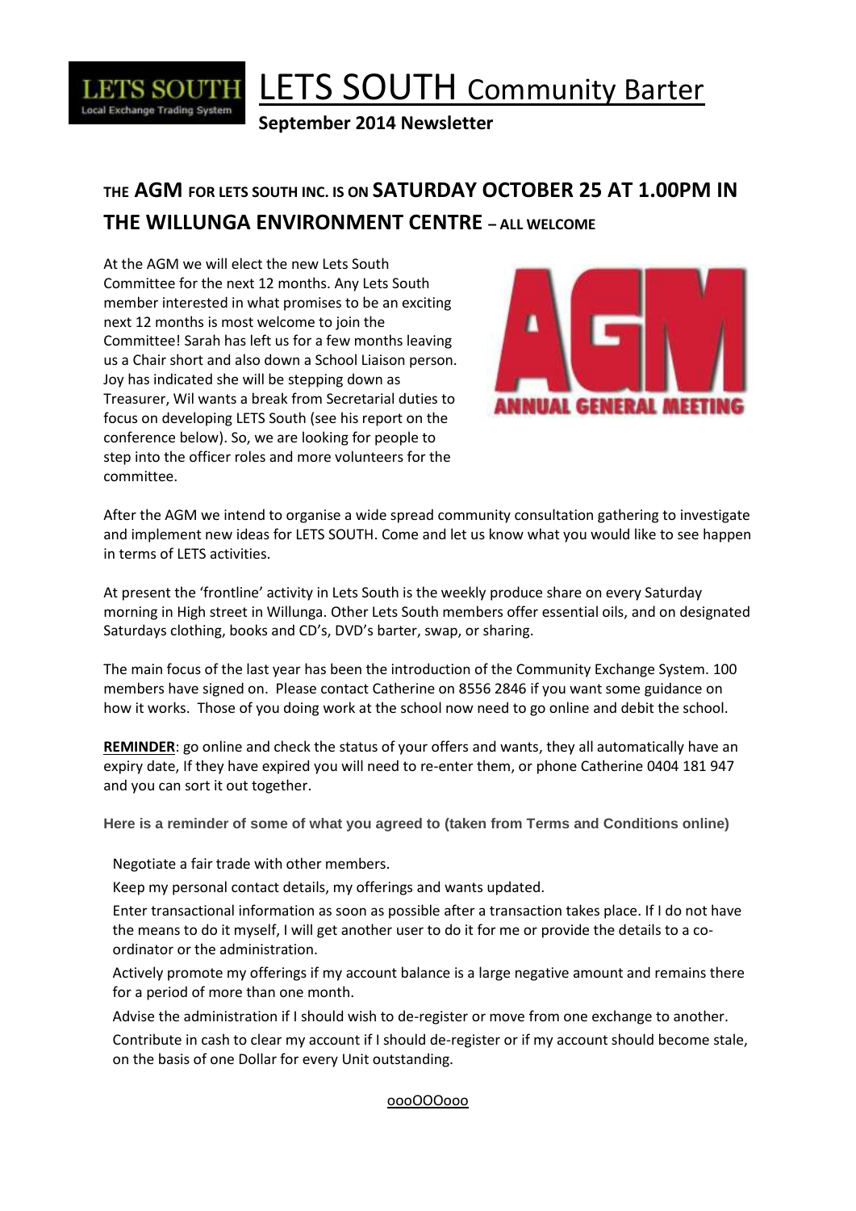# LETS SOUTH Community Barter

**September 2014 Newsletter**

## THE AGM FOR LETS SOUTH INC. IS ON SATURDAY OCTOBER 25 AT 1.00PM IN THE WILLUNGA ENVIRONMENT CENTRE – ALL WELCOME

At the AGM we will elect the new Lets South Committee for the next 12 months. Any Lets South member interested in what promises to be an exciting next 12 months is most welcome to join the Committee! Sarah has left us for a few months leaving us a Chair short and also down a School Liaison person. Joy has indicated she will be stepping down as Treasurer, Wil wants a break from Secretarial duties to focus on developing LETS South (see his report on the conference below). So, we are looking for people to step into the officer roles and more volunteers for the committee.

After the AGM we intend to organise a wide spread community consultation gathering to investigate and implement new ideas for LETS SOUTH. Come and let us know what you would like to see happen in terms of LETS activities.

At present the 'frontline' activity in Lets South is the weekly produce share on every Saturday morning in High street in Willunga. Other Lets South members offer essential oils, and on designated Saturdays clothing, books and CD's, DVD's barter, swap, or sharing.

The main focus of the last year has been the introduction of the Community Exchange System. 100 members have signed on. Please contact Catherine on 8556 2846 if you want some guidance on how it works. Those of you doing work at the school now need to go online and debit the school.

**REMINDER**: go online and check the status of your offers and wants, they all automatically have an expiry date, If they have expired you will need to re-enter them, or phone Catherine 0404 181 947 and you can sort it out together.

**Here is a reminder of some of what you agreed to (taken from Terms and Conditions online)**

- Negotiate a fair trade with other members.
- Keep my personal contact details, my offerings and wants updated.
- Enter transactional information as soon as possible after a transaction takes place. If I do not have the means to do it myself, I will get another user to do it for me or provide the details to a co-ordinator or the administration.
- Actively promote my offerings if my account balance is a large negative amount and remains there for a period of more than one month.
- Advise the administration if I should wish to de-register or move from one exchange to another.
- Contribute in cash to clear my account if I should de-register or if my account should become stale, on the basis of one Dollar for every Unit outstanding.

oooOOOooo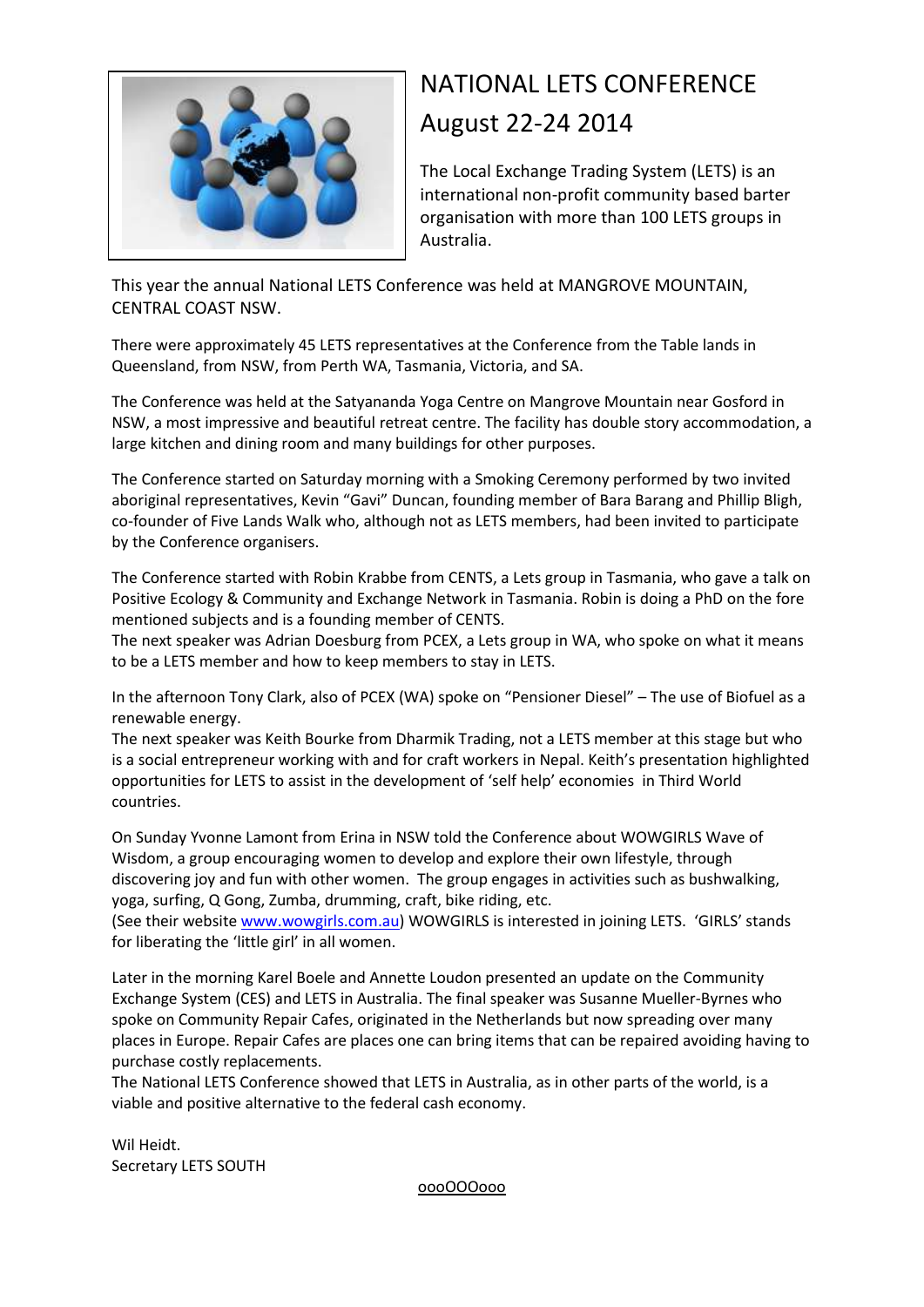# NATIONAL LETS CONFERENCE August 22-24 2014

The Local Exchange Trading System (LETS) is an international non-profit community based barter organisation with more than 100 LETS groups in Australia.

This year the annual National LETS Conference was held at MANGROVE MOUNTAIN, CENTRAL COAST NSW.

There were approximately 45 LETS representatives at the Conference from the Table lands in Queensland, from NSW, from Perth WA, Tasmania, Victoria, and SA.

The Conference was held at the Satyananda Yoga Centre on Mangrove Mountain near Gosford in NSW, a most impressive and beautiful retreat centre. The facility has double story accommodation, a large kitchen and dining room and many buildings for other purposes.

The Conference started on Saturday morning with a Smoking Ceremony performed by two invited aboriginal representatives, Kevin "Gavi" Duncan, founding member of Bara Barang and Phillip Bligh, co-founder of Five Lands Walk who, although not as LETS members, had been invited to participate by the Conference organisers.

The Conference started with Robin Krabbe from CENTS, a Lets group in Tasmania, who gave a talk on Positive Ecology & Community and Exchange Network in Tasmania. Robin is doing a PhD on the fore mentioned subjects and is a founding member of CENTS.
The next speaker was Adrian Doesburg from PCEX, a Lets group in WA, who spoke on what it means to be a LETS member and how to keep members to stay in LETS.

In the afternoon Tony Clark, also of PCEX (WA) spoke on "Pensioner Diesel" – The use of Biofuel as a renewable energy.
The next speaker was Keith Bourke from Dharmik Trading, not a LETS member at this stage but who is a social entrepreneur working with and for craft workers in Nepal. Keith's presentation highlighted opportunities for LETS to assist in the development of 'self help' economies in Third World countries.

On Sunday Yvonne Lamont from Erina in NSW told the Conference about WOWGIRLS Wave of Wisdom, a group encouraging women to develop and explore their own lifestyle, through discovering joy and fun with other women. The group engages in activities such as bushwalking, yoga, surfing, Q Gong, Zumba, drumming, craft, bike riding, etc.
(See their website www.wowgirls.com.au) WOWGIRLS is interested in joining LETS. 'GIRLS' stands for liberating the 'little girl' in all women.

Later in the morning Karel Boele and Annette Loudon presented an update on the Community Exchange System (CES) and LETS in Australia. The final speaker was Susanne Mueller-Byrnes who spoke on Community Repair Cafes, originated in the Netherlands but now spreading over many places in Europe. Repair Cafes are places one can bring items that can be repaired avoiding having to purchase costly replacements.
The National LETS Conference showed that LETS in Australia, as in other parts of the world, is a viable and positive alternative to the federal cash economy.

Wil Heidt.
Secretary LETS SOUTH

oooOOOooo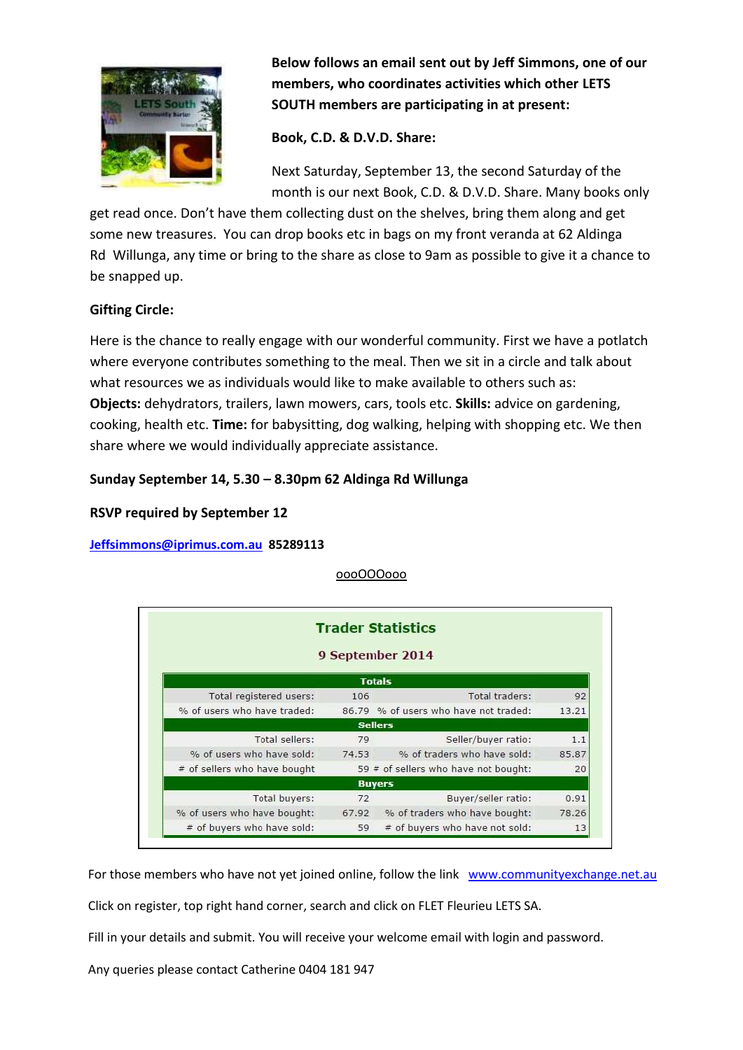**Below follows an email sent out by Jeff Simmons, one of our members, who coordinates activities which other LETS SOUTH members are participating in at present:**

**Book, C.D. & D.V.D. Share:**

Next Saturday, September 13, the second Saturday of the month is our next Book, C.D. & D.V.D. Share. Many books only get read once. Don't have them collecting dust on the shelves, bring them along and get some new treasures. You can drop books etc in bags on my front veranda at 62 Aldinga Rd Willunga, any time or bring to the share as close to 9am as possible to give it a chance to be snapped up.

**Gifting Circle:**

Here is the chance to really engage with our wonderful community. First we have a potlatch where everyone contributes something to the meal. Then we sit in a circle and talk about what resources we as individuals would like to make available to others such as: **Objects:** dehydrators, trailers, lawn mowers, cars, tools etc. **Skills:** advice on gardening, cooking, health etc. **Time:** for babysitting, dog walking, helping with shopping etc. We then share where we would individually appreciate assistance.

**Sunday September 14, 5.30 – 8.30pm 62 Aldinga Rd Willunga**

**RSVP required by September 12**

Jeffsimmons@iprimus.com.au **85289113**

oooOOOooo

**Trader Statistics**

**9 September 2014**

| Totals | | | |
|---|---|---|---|
| Total registered users: | 106 | Total traders: | 92 |
| % of users who have traded: | 86.79 | % of users who have not traded: | 13.21 |
| **Sellers** | | | |
| Total sellers: | 79 | Seller/buyer ratio: | 1.1 |
| % of users who have sold: | 74.53 | % of traders who have sold: | 85.87 |
| # of sellers who have bought | 59 | # of sellers who have not bought: | 20 |
| **Buyers** | | | |
| Total buyers: | 72 | Buyer/seller ratio: | 0.91 |
| % of users who have bought: | 67.92 | % of traders who have bought: | 78.26 |
| # of buyers who have sold: | 59 | # of buyers who have not sold: | 13 |

For those members who have not yet joined online, follow the link www.communityexchange.net.au

Click on register, top right hand corner, search and click on FLET Fleurieu LETS SA.

Fill in your details and submit. You will receive your welcome email with login and password.

Any queries please contact Catherine 0404 181 947